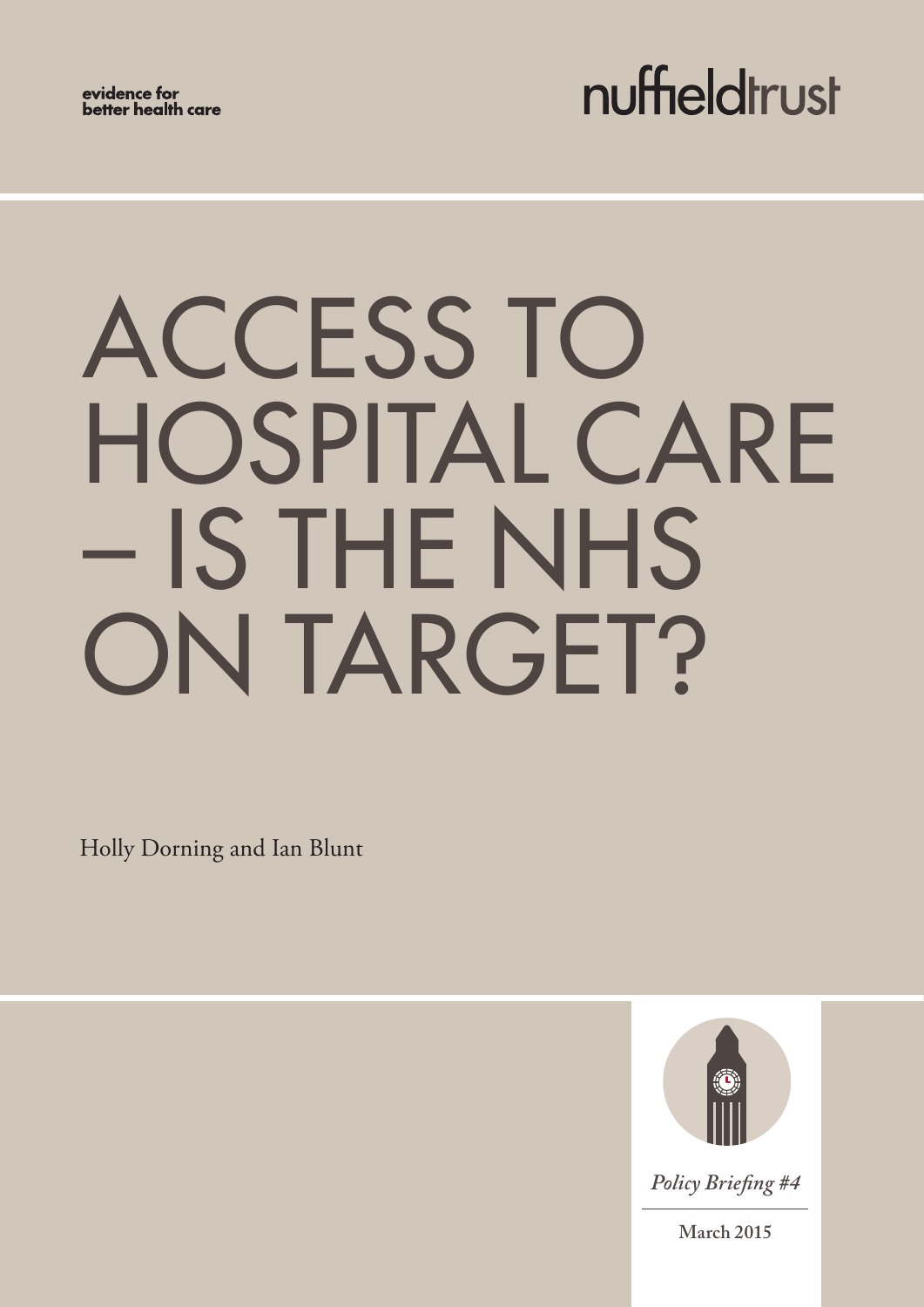evidence for
better health care

nuffieldtrust

# ACCESS TO HOSPITAL CARE – IS THE NHS ON TARGET?

Holly Dorning and Ian Blunt

*Policy Briefing #4*

**March 2015**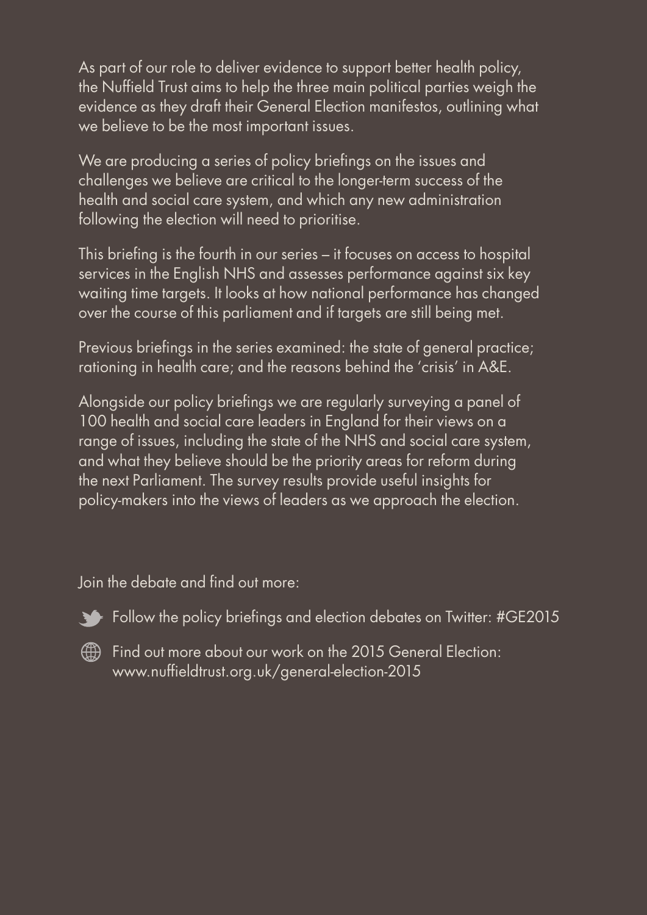As part of our role to deliver evidence to support better health policy, the Nuffield Trust aims to help the three main political parties weigh the evidence as they draft their General Election manifestos, outlining what we believe to be the most important issues.

We are producing a series of policy briefings on the issues and challenges we believe are critical to the longer-term success of the health and social care system, and which any new administration following the election will need to prioritise.

This briefing is the fourth in our series – it focuses on access to hospital services in the English NHS and assesses performance against six key waiting time targets. It looks at how national performance has changed over the course of this parliament and if targets are still being met.

Previous briefings in the series examined: the state of general practice; rationing in health care; and the reasons behind the 'crisis' in A&E.

Alongside our policy briefings we are regularly surveying a panel of 100 health and social care leaders in England for their views on a range of issues, including the state of the NHS and social care system, and what they believe should be the priority areas for reform during the next Parliament. The survey results provide useful insights for policy-makers into the views of leaders as we approach the election.

Join the debate and find out more:

- Follow the policy briefings and election debates on Twitter: #GE2015
- Find out more about our work on the 2015 General Election: www.nuffieldtrust.org.uk/general-election-2015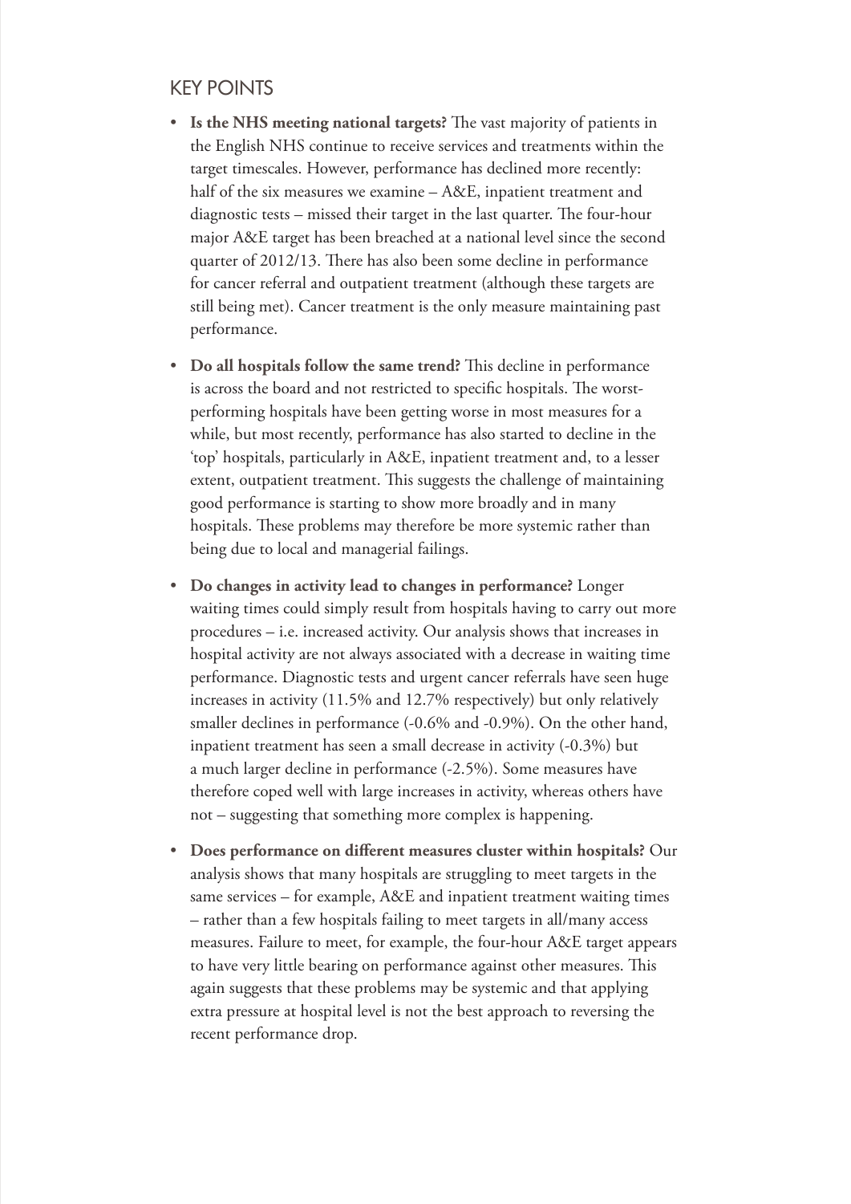## KEY POINTS

- **Is the NHS meeting national targets?** The vast majority of patients in the English NHS continue to receive services and treatments within the target timescales. However, performance has declined more recently: half of the six measures we examine – A&E, inpatient treatment and diagnostic tests – missed their target in the last quarter. The four-hour major A&E target has been breached at a national level since the second quarter of 2012/13. There has also been some decline in performance for cancer referral and outpatient treatment (although these targets are still being met). Cancer treatment is the only measure maintaining past performance.

- **Do all hospitals follow the same trend?** This decline in performance is across the board and not restricted to specific hospitals. The worst-performing hospitals have been getting worse in most measures for a while, but most recently, performance has also started to decline in the 'top' hospitals, particularly in A&E, inpatient treatment and, to a lesser extent, outpatient treatment. This suggests the challenge of maintaining good performance is starting to show more broadly and in many hospitals. These problems may therefore be more systemic rather than being due to local and managerial failings.

- **Do changes in activity lead to changes in performance?** Longer waiting times could simply result from hospitals having to carry out more procedures – i.e. increased activity. Our analysis shows that increases in hospital activity are not always associated with a decrease in waiting time performance. Diagnostic tests and urgent cancer referrals have seen huge increases in activity (11.5% and 12.7% respectively) but only relatively smaller declines in performance (-0.6% and -0.9%). On the other hand, inpatient treatment has seen a small decrease in activity (-0.3%) but a much larger decline in performance (-2.5%). Some measures have therefore coped well with large increases in activity, whereas others have not – suggesting that something more complex is happening.

- **Does performance on different measures cluster within hospitals?** Our analysis shows that many hospitals are struggling to meet targets in the same services – for example, A&E and inpatient treatment waiting times – rather than a few hospitals failing to meet targets in all/many access measures. Failure to meet, for example, the four-hour A&E target appears to have very little bearing on performance against other measures. This again suggests that these problems may be systemic and that applying extra pressure at hospital level is not the best approach to reversing the recent performance drop.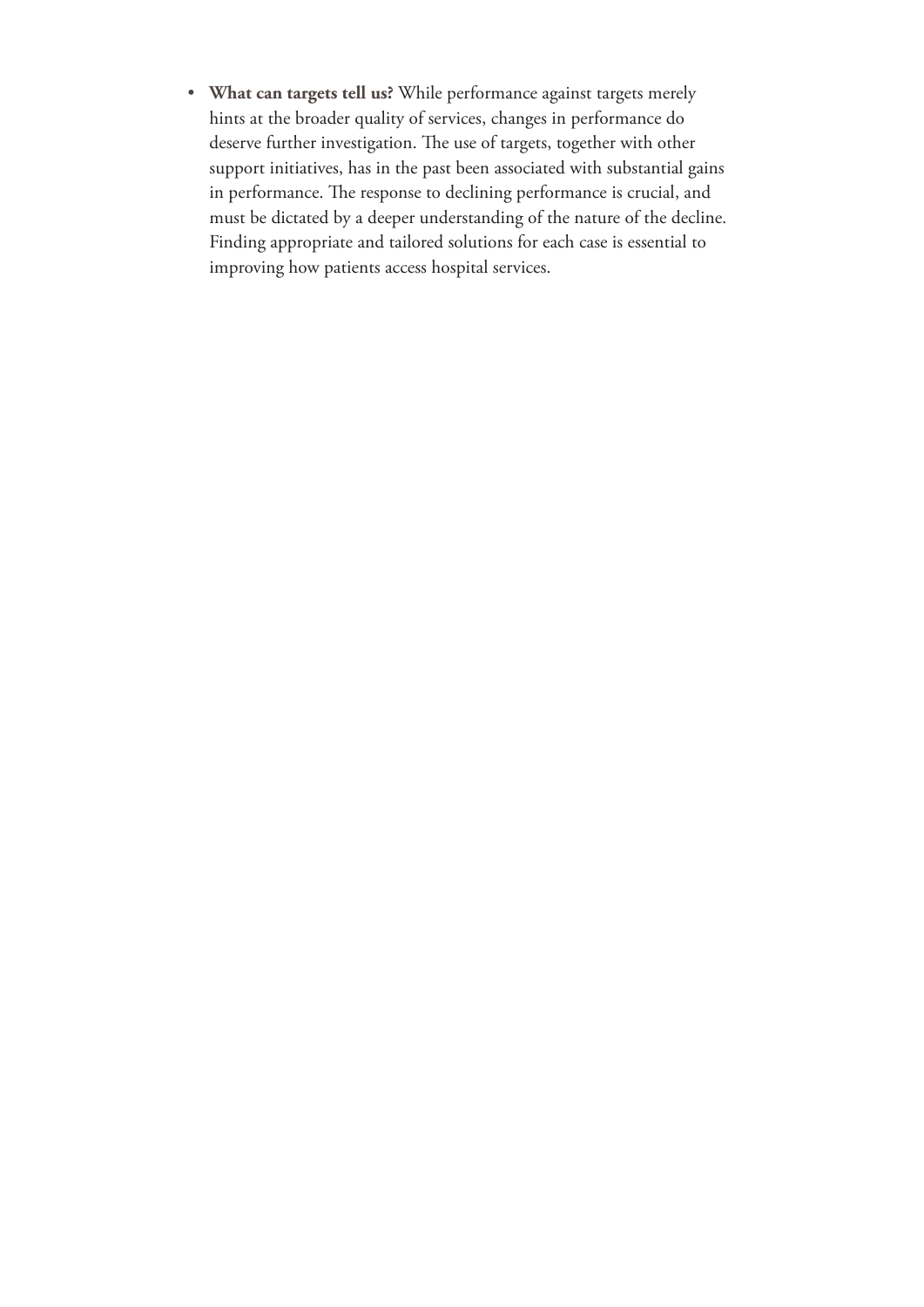- **What can targets tell us?** While performance against targets merely hints at the broader quality of services, changes in performance do deserve further investigation. The use of targets, together with other support initiatives, has in the past been associated with substantial gains in performance. The response to declining performance is crucial, and must be dictated by a deeper understanding of the nature of the decline. Finding appropriate and tailored solutions for each case is essential to improving how patients access hospital services.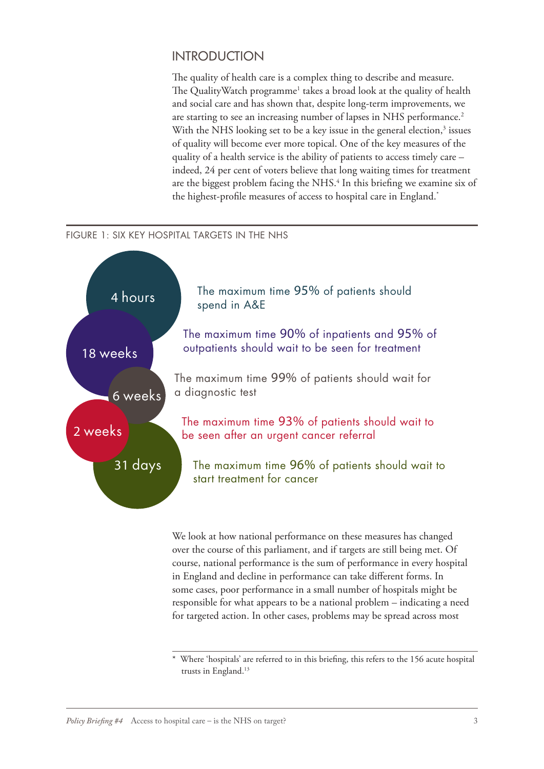## INTRODUCTION

The quality of health care is a complex thing to describe and measure. The QualityWatch programme[1] takes a broad look at the quality of health and social care and has shown that, despite long-term improvements, we are starting to see an increasing number of lapses in NHS performance.[2] With the NHS looking set to be a key issue in the general election,[3] issues of quality will become ever more topical. One of the key measures of the quality of a health service is the ability of patients to access timely care – indeed, 24 per cent of voters believe that long waiting times for treatment are the biggest problem facing the NHS.[4] In this briefing we examine six of the highest-profile measures of access to hospital care in England.*

FIGURE 1: SIX KEY HOSPITAL TARGETS IN THE NHS

- **4 hours** – The maximum time 95% of patients should spend in A&E
- **18 weeks** – The maximum time 90% of inpatients and 95% of outpatients should wait to be seen for treatment
- **6 weeks** – The maximum time 99% of patients should wait for a diagnostic test
- **2 weeks** – The maximum time 93% of patients should wait to be seen after an urgent cancer referral
- **31 days** – The maximum time 96% of patients should wait to start treatment for cancer

We look at how national performance on these measures has changed over the course of this parliament, and if targets are still being met. Of course, national performance is the sum of performance in every hospital in England and decline in performance can take different forms. In some cases, poor performance in a small number of hospitals might be responsible for what appears to be a national problem – indicating a need for targeted action. In other cases, problems may be spread across most

\* Where 'hospitals' are referred to in this briefing, this refers to the 156 acute hospital trusts in England.[13]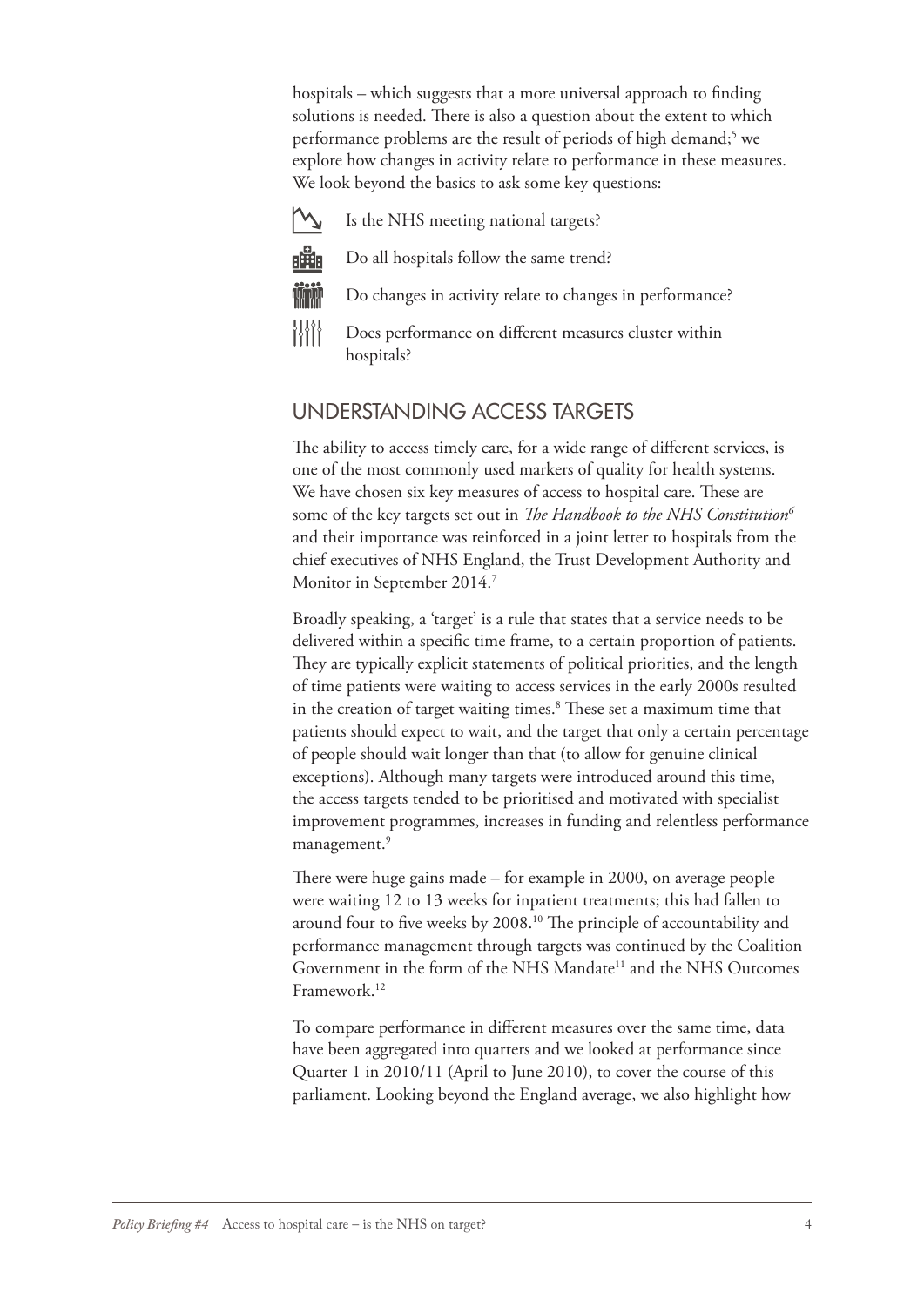hospitals – which suggests that a more universal approach to finding solutions is needed. There is also a question about the extent to which performance problems are the result of periods of high demand;[5] we explore how changes in activity relate to performance in these measures. We look beyond the basics to ask some key questions:

- Is the NHS meeting national targets?
- Do all hospitals follow the same trend?
- Do changes in activity relate to changes in performance?
- Does performance on different measures cluster within hospitals?

## UNDERSTANDING ACCESS TARGETS

The ability to access timely care, for a wide range of different services, is one of the most commonly used markers of quality for health systems. We have chosen six key measures of access to hospital care. These are some of the key targets set out in *The Handbook to the NHS Constitution*[6] and their importance was reinforced in a joint letter to hospitals from the chief executives of NHS England, the Trust Development Authority and Monitor in September 2014.[7]

Broadly speaking, a 'target' is a rule that states that a service needs to be delivered within a specific time frame, to a certain proportion of patients. They are typically explicit statements of political priorities, and the length of time patients were waiting to access services in the early 2000s resulted in the creation of target waiting times.[8] These set a maximum time that patients should expect to wait, and the target that only a certain percentage of people should wait longer than that (to allow for genuine clinical exceptions). Although many targets were introduced around this time, the access targets tended to be prioritised and motivated with specialist improvement programmes, increases in funding and relentless performance management.[9]

There were huge gains made – for example in 2000, on average people were waiting 12 to 13 weeks for inpatient treatments; this had fallen to around four to five weeks by 2008.[10] The principle of accountability and performance management through targets was continued by the Coalition Government in the form of the NHS Mandate[11] and the NHS Outcomes Framework.[12]

To compare performance in different measures over the same time, data have been aggregated into quarters and we looked at performance since Quarter 1 in 2010/11 (April to June 2010), to cover the course of this parliament. Looking beyond the England average, we also highlight how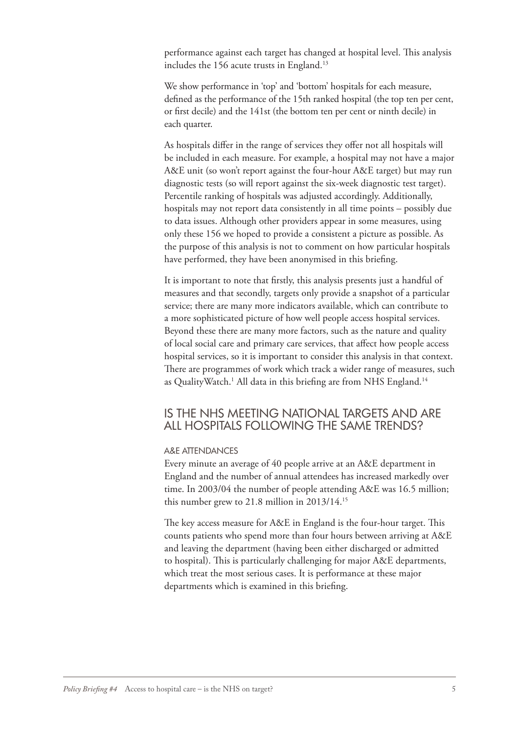performance against each target has changed at hospital level. This analysis includes the 156 acute trusts in England.[13]

We show performance in 'top' and 'bottom' hospitals for each measure, defined as the performance of the 15th ranked hospital (the top ten per cent, or first decile) and the 141st (the bottom ten per cent or ninth decile) in each quarter.

As hospitals differ in the range of services they offer not all hospitals will be included in each measure. For example, a hospital may not have a major A&E unit (so won't report against the four-hour A&E target) but may run diagnostic tests (so will report against the six-week diagnostic test target). Percentile ranking of hospitals was adjusted accordingly. Additionally, hospitals may not report data consistently in all time points – possibly due to data issues. Although other providers appear in some measures, using only these 156 we hoped to provide a consistent a picture as possible. As the purpose of this analysis is not to comment on how particular hospitals have performed, they have been anonymised in this briefing.

It is important to note that firstly, this analysis presents just a handful of measures and that secondly, targets only provide a snapshot of a particular service; there are many more indicators available, which can contribute to a more sophisticated picture of how well people access hospital services. Beyond these there are many more factors, such as the nature and quality of local social care and primary care services, that affect how people access hospital services, so it is important to consider this analysis in that context. There are programmes of work which track a wider range of measures, such as QualityWatch.[1] All data in this briefing are from NHS England.[14]

## IS THE NHS MEETING NATIONAL TARGETS AND ARE ALL HOSPITALS FOLLOWING THE SAME TRENDS?

### A&E ATTENDANCES

Every minute an average of 40 people arrive at an A&E department in England and the number of annual attendees has increased markedly over time. In 2003/04 the number of people attending A&E was 16.5 million; this number grew to 21.8 million in 2013/14.[15]

The key access measure for A&E in England is the four-hour target. This counts patients who spend more than four hours between arriving at A&E and leaving the department (having been either discharged or admitted to hospital). This is particularly challenging for major A&E departments, which treat the most serious cases. It is performance at these major departments which is examined in this briefing.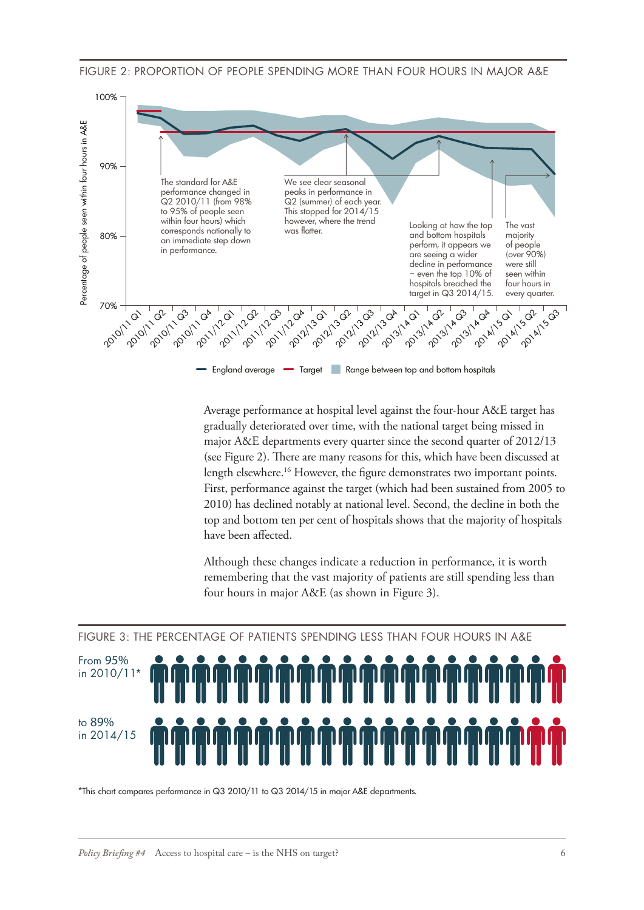FIGURE 2: PROPORTION OF PEOPLE SPENDING MORE THAN FOUR HOURS IN MAJOR A&E

The standard for A&E performance changed in Q2 2010/11 (from 98% to 95% of people seen within four hours) which corresponds nationally to an immediate step down in performance.

We see clear seasonal peaks in performance in Q2 (summer) of each year. This stopped for 2014/15 however, where the trend was flatter.

Looking at how the top and bottom hospitals perform, it appears we are seeing a wider decline in performance – even the top 10% of hospitals breached the target in Q3 2014/15.

The vast majority of people (over 90%) were still seen within four hours in every quarter.

England average — Target — Range between top and bottom hospitals

Average performance at hospital level against the four-hour A&E target has gradually deteriorated over time, with the national target being missed in major A&E departments every quarter since the second quarter of 2012/13 (see Figure 2). There are many reasons for this, which have been discussed at length elsewhere.[16] However, the figure demonstrates two important points. First, performance against the target (which had been sustained from 2005 to 2010) has declined notably at national level. Second, the decline in both the top and bottom ten per cent of hospitals shows that the majority of hospitals have been affected.

Although these changes indicate a reduction in performance, it is worth remembering that the vast majority of patients are still spending less than four hours in major A&E (as shown in Figure 3).

FIGURE 3: THE PERCENTAGE OF PATIENTS SPENDING LESS THAN FOUR HOURS IN A&E

From 95% in 2010/11*

to 89% in 2014/15

*This chart compares performance in Q3 2010/11 to Q3 2014/15 in major A&E departments.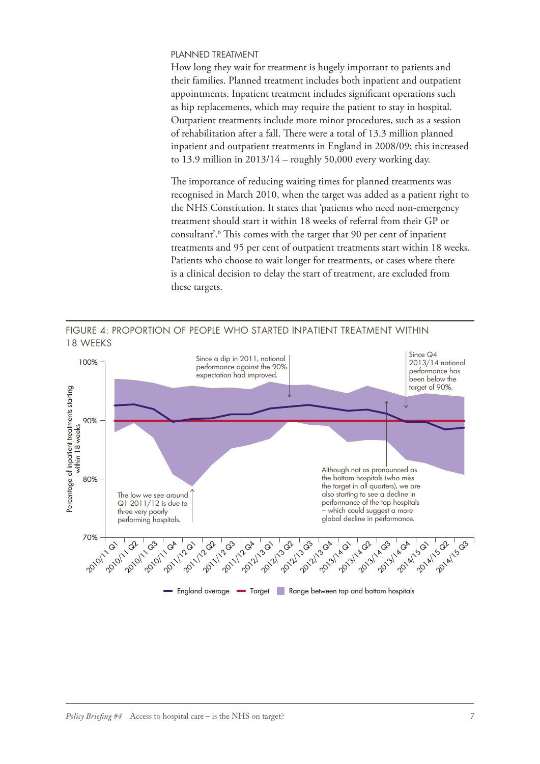### PLANNED TREATMENT

How long they wait for treatment is hugely important to patients and their families. Planned treatment includes both inpatient and outpatient appointments. Inpatient treatment includes significant operations such as hip replacements, which may require the patient to stay in hospital. Outpatient treatments include more minor procedures, such as a session of rehabilitation after a fall. There were a total of 13.3 million planned inpatient and outpatient treatments in England in 2008/09; this increased to 13.9 million in 2013/14 – roughly 50,000 every working day.

The importance of reducing waiting times for planned treatments was recognised in March 2010, when the target was added as a patient right to the NHS Constitution. It states that 'patients who need non-emergency treatment should start it within 18 weeks of referral from their GP or consultant'.[6] This comes with the target that 90 per cent of inpatient treatments and 95 per cent of outpatient treatments start within 18 weeks. Patients who choose to wait longer for treatments, or cases where there is a clinical decision to delay the start of treatment, are excluded from these targets.

FIGURE 4: PROPORTION OF PEOPLE WHO STARTED INPATIENT TREATMENT WITHIN 18 WEEKS

Since a dip in 2011, national performance against the 90% expectation had improved.

Since Q4 2013/14 national performance has been below the target of 90%.

The low we see around Q1 2011/12 is due to three very poorly performing hospitals.

Although not as pronounced as the bottom hospitals (who miss the target in all quarters), we are also starting to see a decline in performance of the top hospitals – which could suggest a more global decline in performance.

Percentage of inpatient treatments starting within 18 weeks

England average — Target — Range between top and bottom hospitals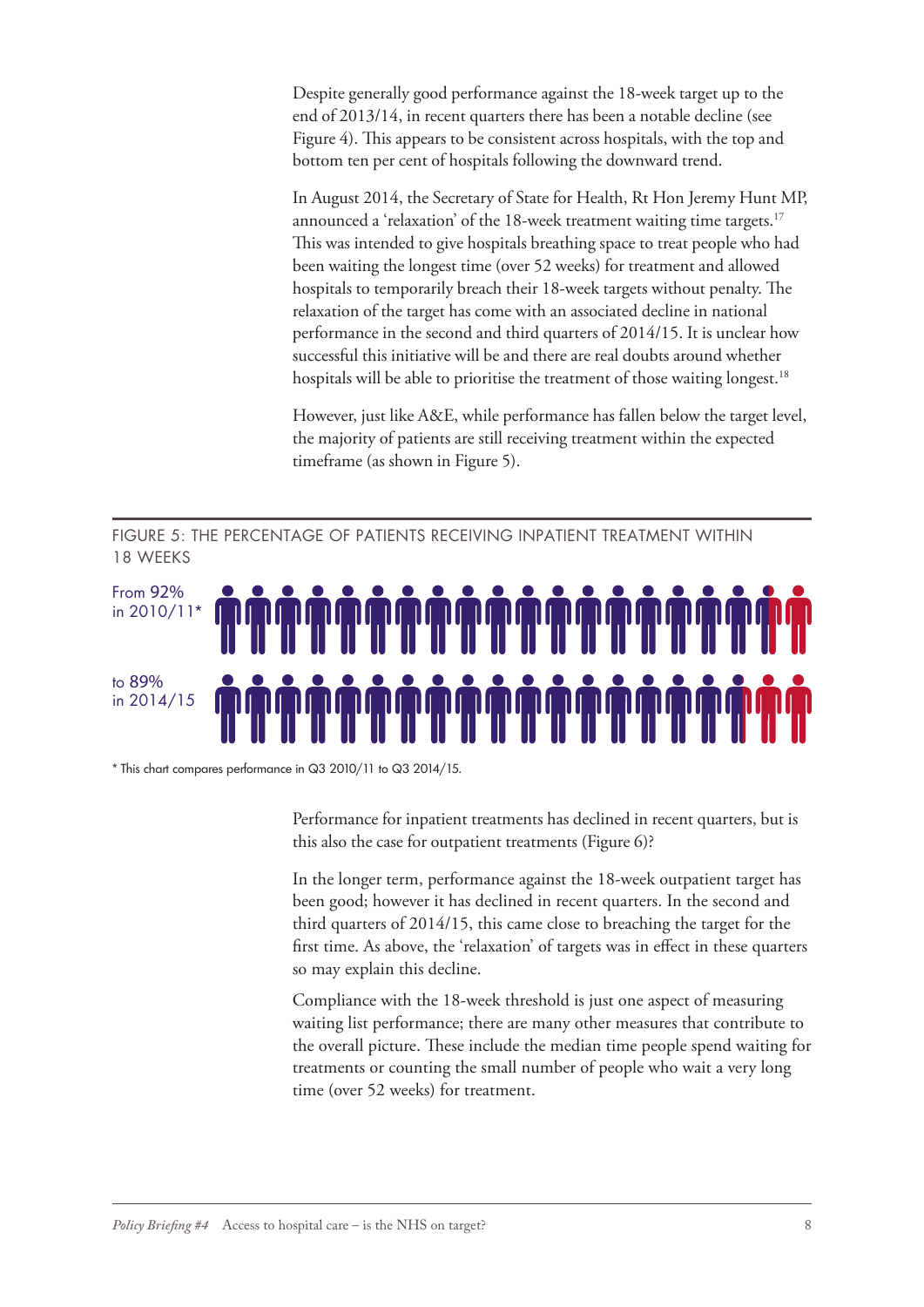Despite generally good performance against the 18-week target up to the end of 2013/14, in recent quarters there has been a notable decline (see Figure 4). This appears to be consistent across hospitals, with the top and bottom ten per cent of hospitals following the downward trend.

In August 2014, the Secretary of State for Health, Rt Hon Jeremy Hunt MP, announced a 'relaxation' of the 18-week treatment waiting time targets.[17] This was intended to give hospitals breathing space to treat people who had been waiting the longest time (over 52 weeks) for treatment and allowed hospitals to temporarily breach their 18-week targets without penalty. The relaxation of the target has come with an associated decline in national performance in the second and third quarters of 2014/15. It is unclear how successful this initiative will be and there are real doubts around whether hospitals will be able to prioritise the treatment of those waiting longest.[18]

However, just like A&E, while performance has fallen below the target level, the majority of patients are still receiving treatment within the expected timeframe (as shown in Figure 5).

FIGURE 5: THE PERCENTAGE OF PATIENTS RECEIVING INPATIENT TREATMENT WITHIN 18 WEEKS

From 92% in 2010/11*

to 89% in 2014/15

* This chart compares performance in Q3 2010/11 to Q3 2014/15.

Performance for inpatient treatments has declined in recent quarters, but is this also the case for outpatient treatments (Figure 6)?

In the longer term, performance against the 18-week outpatient target has been good; however it has declined in recent quarters. In the second and third quarters of 2014/15, this came close to breaching the target for the first time. As above, the 'relaxation' of targets was in effect in these quarters so may explain this decline.

Compliance with the 18-week threshold is just one aspect of measuring waiting list performance; there are many other measures that contribute to the overall picture. These include the median time people spend waiting for treatments or counting the small number of people who wait a very long time (over 52 weeks) for treatment.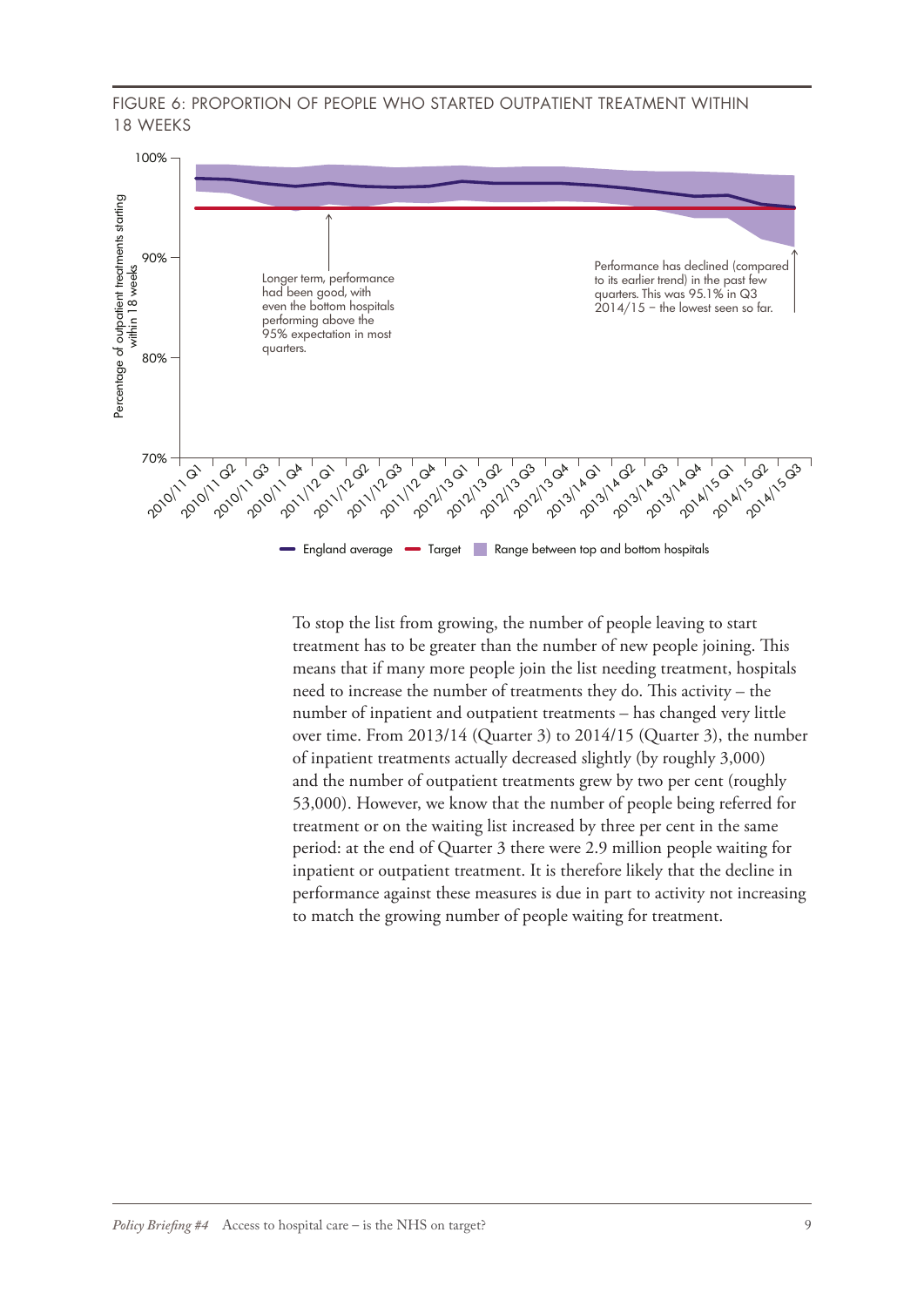FIGURE 6: PROPORTION OF PEOPLE WHO STARTED OUTPATIENT TREATMENT WITHIN 18 WEEKS

Percentage of outpatient treatments starting within 18 weeks

100%
90%
80%
70%

2010/11 Q1, 2010/11 Q2, 2010/11 Q3, 2010/11 Q4, 2011/12 Q1, 2011/12 Q2, 2011/12 Q3, 2011/12 Q4, 2012/13 Q1, 2012/13 Q2, 2012/13 Q3, 2012/13 Q4, 2013/14 Q1, 2013/14 Q2, 2013/14 Q3, 2013/14 Q4, 2014/15 Q1, 2014/15 Q2, 2014/15 Q3

Longer term, performance had been good, with even the bottom hospitals performing above the 95% expectation in most quarters.

Performance has declined (compared to its earlier trend) in the past few quarters. This was 95.1% in Q3 2014/15 – the lowest seen so far.

England average | Target | Range between top and bottom hospitals

To stop the list from growing, the number of people leaving to start treatment has to be greater than the number of new people joining. This means that if many more people join the list needing treatment, hospitals need to increase the number of treatments they do. This activity – the number of inpatient and outpatient treatments – has changed very little over time. From 2013/14 (Quarter 3) to 2014/15 (Quarter 3), the number of inpatient treatments actually decreased slightly (by roughly 3,000) and the number of outpatient treatments grew by two per cent (roughly 53,000). However, we know that the number of people being referred for treatment or on the waiting list increased by three per cent in the same period: at the end of Quarter 3 there were 2.9 million people waiting for inpatient or outpatient treatment. It is therefore likely that the decline in performance against these measures is due in part to activity not increasing to match the growing number of people waiting for treatment.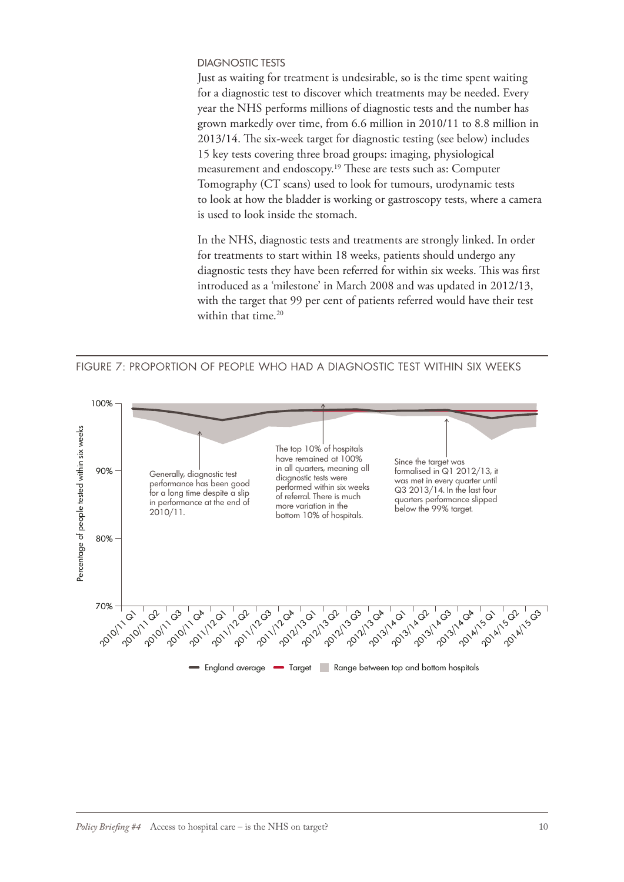### DIAGNOSTIC TESTS

Just as waiting for treatment is undesirable, so is the time spent waiting for a diagnostic test to discover which treatments may be needed. Every year the NHS performs millions of diagnostic tests and the number has grown markedly over time, from 6.6 million in 2010/11 to 8.8 million in 2013/14. The six-week target for diagnostic testing (see below) includes 15 key tests covering three broad groups: imaging, physiological measurement and endoscopy.[19] These are tests such as: Computer Tomography (CT scans) used to look for tumours, urodynamic tests to look at how the bladder is working or gastroscopy tests, where a camera is used to look inside the stomach.

In the NHS, diagnostic tests and treatments are strongly linked. In order for treatments to start within 18 weeks, patients should undergo any diagnostic tests they have been referred for within six weeks. This was first introduced as a 'milestone' in March 2008 and was updated in 2012/13, with the target that 99 per cent of patients referred would have their test within that time.[20]

FIGURE 7: PROPORTION OF PEOPLE WHO HAD A DIAGNOSTIC TEST WITHIN SIX WEEKS

Generally, diagnostic test performance has been good for a long time despite a slip in performance at the end of 2010/11.

The top 10% of hospitals have remained at 100% in all quarters, meaning all diagnostic tests were performed within six weeks of referral. There is much more variation in the bottom 10% of hospitals.

Since the target was formalised in Q1 2012/13, it was met in every quarter until Q3 2013/14. In the last four quarters performance slipped below the 99% target.

England average — Target — Range between top and bottom hospitals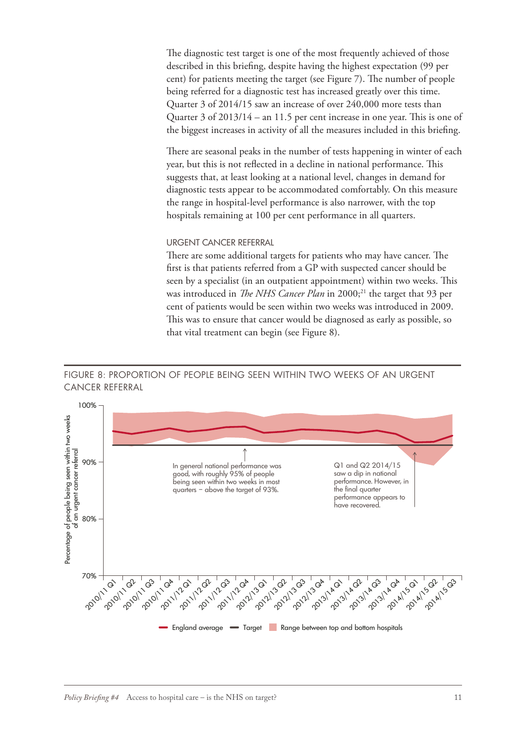The diagnostic test target is one of the most frequently achieved of those described in this briefing, despite having the highest expectation (99 per cent) for patients meeting the target (see Figure 7). The number of people being referred for a diagnostic test has increased greatly over this time. Quarter 3 of 2014/15 saw an increase of over 240,000 more tests than Quarter 3 of 2013/14 – an 11.5 per cent increase in one year. This is one of the biggest increases in activity of all the measures included in this briefing.

There are seasonal peaks in the number of tests happening in winter of each year, but this is not reflected in a decline in national performance. This suggests that, at least looking at a national level, changes in demand for diagnostic tests appear to be accommodated comfortably. On this measure the range in hospital-level performance is also narrower, with the top hospitals remaining at 100 per cent performance in all quarters.

### URGENT CANCER REFERRAL

There are some additional targets for patients who may have cancer. The first is that patients referred from a GP with suspected cancer should be seen by a specialist (in an outpatient appointment) within two weeks. This was introduced in *The NHS Cancer Plan* in 2000;[21] the target that 93 per cent of patients would be seen within two weeks was introduced in 2009. This was to ensure that cancer would be diagnosed as early as possible, so that vital treatment can begin (see Figure 8).

FIGURE 8: PROPORTION OF PEOPLE BEING SEEN WITHIN TWO WEEKS OF AN URGENT CANCER REFERRAL

In general national performance was good, with roughly 95% of people being seen within two weeks in most quarters – above the target of 93%.

Q1 and Q2 2014/15 saw a dip in national performance. However, in the final quarter performance appears to have recovered.

England average — Target — Range between top and bottom hospitals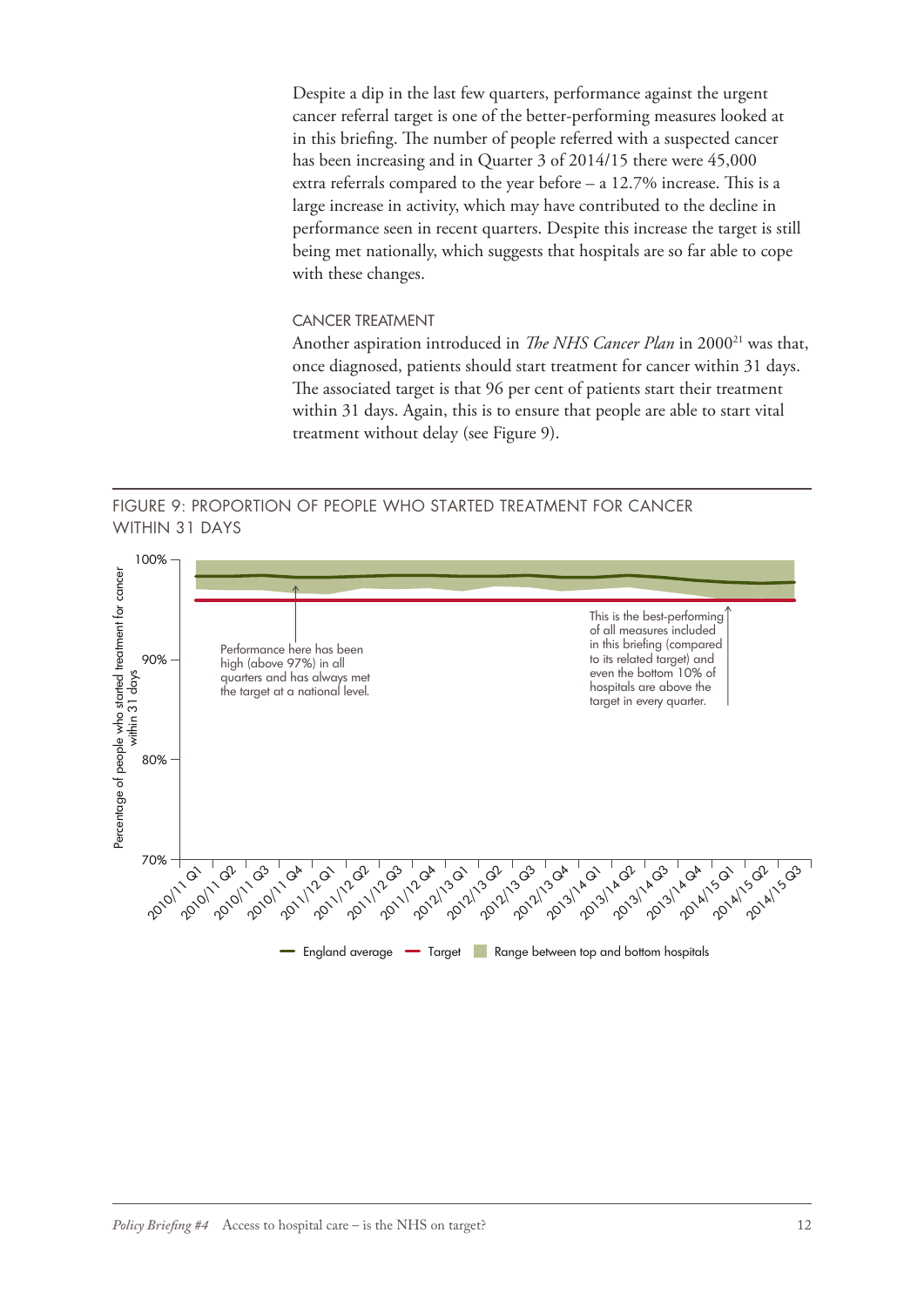Despite a dip in the last few quarters, performance against the urgent cancer referral target is one of the better-performing measures looked at in this briefing. The number of people referred with a suspected cancer has been increasing and in Quarter 3 of 2014/15 there were 45,000 extra referrals compared to the year before – a 12.7% increase. This is a large increase in activity, which may have contributed to the decline in performance seen in recent quarters. Despite this increase the target is still being met nationally, which suggests that hospitals are so far able to cope with these changes.

### CANCER TREATMENT

Another aspiration introduced in *The NHS Cancer Plan* in 2000[21] was that, once diagnosed, patients should start treatment for cancer within 31 days. The associated target is that 96 per cent of patients start their treatment within 31 days. Again, this is to ensure that people are able to start vital treatment without delay (see Figure 9).

FIGURE 9: PROPORTION OF PEOPLE WHO STARTED TREATMENT FOR CANCER WITHIN 31 DAYS

Performance here has been high (above 97%) in all quarters and has always met the target at a national level.

This is the best-performing of all measures included in this briefing (compared to its related target) and even the bottom 10% of hospitals are above the target in every quarter.

Percentage of people who started treatment for cancer within 31 days

100% | 90% | 80% | 70%

2010/11 Q1, 2010/11 Q2, 2010/11 Q3, 2010/11 Q4, 2011/12 Q1, 2011/12 Q2, 2011/12 Q3, 2011/12 Q4, 2012/13 Q1, 2012/13 Q2, 2012/13 Q3, 2012/13 Q4, 2013/14 Q1, 2013/14 Q2, 2013/14 Q3, 2013/14 Q4, 2014/15 Q1, 2014/15 Q2, 2014/15 Q3

England average | Target | Range between top and bottom hospitals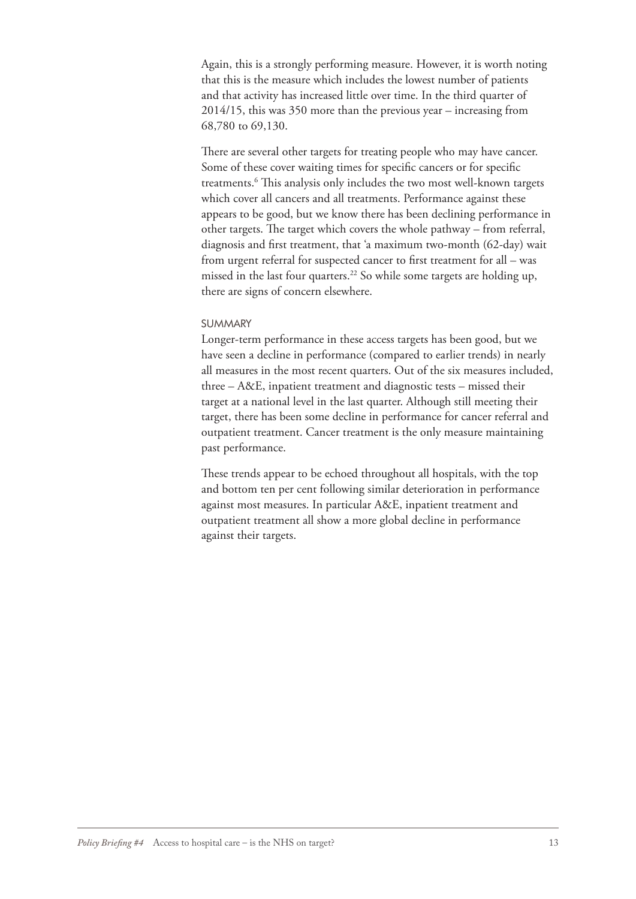Again, this is a strongly performing measure. However, it is worth noting that this is the measure which includes the lowest number of patients and that activity has increased little over time. In the third quarter of 2014/15, this was 350 more than the previous year – increasing from 68,780 to 69,130.

There are several other targets for treating people who may have cancer. Some of these cover waiting times for specific cancers or for specific treatments.[6] This analysis only includes the two most well-known targets which cover all cancers and all treatments. Performance against these appears to be good, but we know there has been declining performance in other targets. The target which covers the whole pathway – from referral, diagnosis and first treatment, that 'a maximum two-month (62-day) wait from urgent referral for suspected cancer to first treatment for all – was missed in the last four quarters.[22] So while some targets are holding up, there are signs of concern elsewhere.

### SUMMARY

Longer-term performance in these access targets has been good, but we have seen a decline in performance (compared to earlier trends) in nearly all measures in the most recent quarters. Out of the six measures included, three – A&E, inpatient treatment and diagnostic tests – missed their target at a national level in the last quarter. Although still meeting their target, there has been some decline in performance for cancer referral and outpatient treatment. Cancer treatment is the only measure maintaining past performance.

These trends appear to be echoed throughout all hospitals, with the top and bottom ten per cent following similar deterioration in performance against most measures. In particular A&E, inpatient treatment and outpatient treatment all show a more global decline in performance against their targets.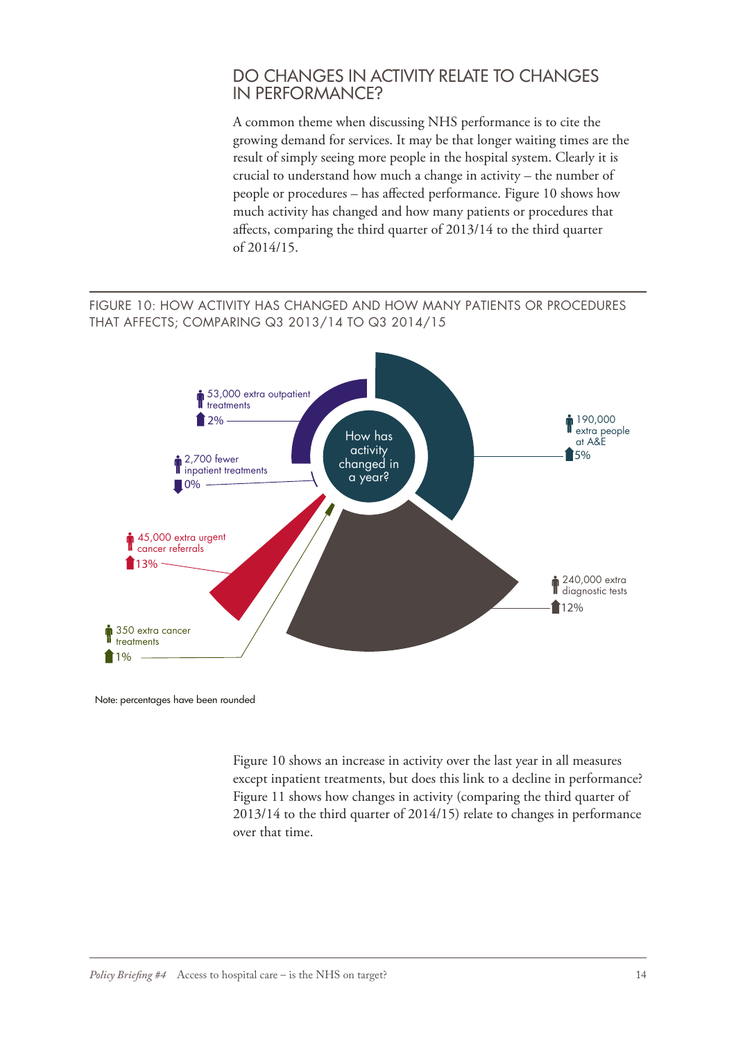## DO CHANGES IN ACTIVITY RELATE TO CHANGES IN PERFORMANCE?

A common theme when discussing NHS performance is to cite the growing demand for services. It may be that longer waiting times are the result of simply seeing more people in the hospital system. Clearly it is crucial to understand how much a change in activity – the number of people or procedures – has affected performance. Figure 10 shows how much activity has changed and how many patients or procedures that affects, comparing the third quarter of 2013/14 to the third quarter of 2014/15.

FIGURE 10: HOW ACTIVITY HAS CHANGED AND HOW MANY PATIENTS OR PROCEDURES THAT AFFECTS; COMPARING Q3 2013/14 TO Q3 2014/15

How has activity changed in a year?

- 190,000 extra people at A&E — 5%
- 240,000 extra diagnostic tests — 12%
- 350 extra cancer treatments — 1%
- 45,000 extra urgent cancer referrals — 13%
- 2,700 fewer inpatient treatments — 0%
- 53,000 extra outpatient treatments — 2%

Note: percentages have been rounded

Figure 10 shows an increase in activity over the last year in all measures except inpatient treatments, but does this link to a decline in performance? Figure 11 shows how changes in activity (comparing the third quarter of 2013/14 to the third quarter of 2014/15) relate to changes in performance over that time.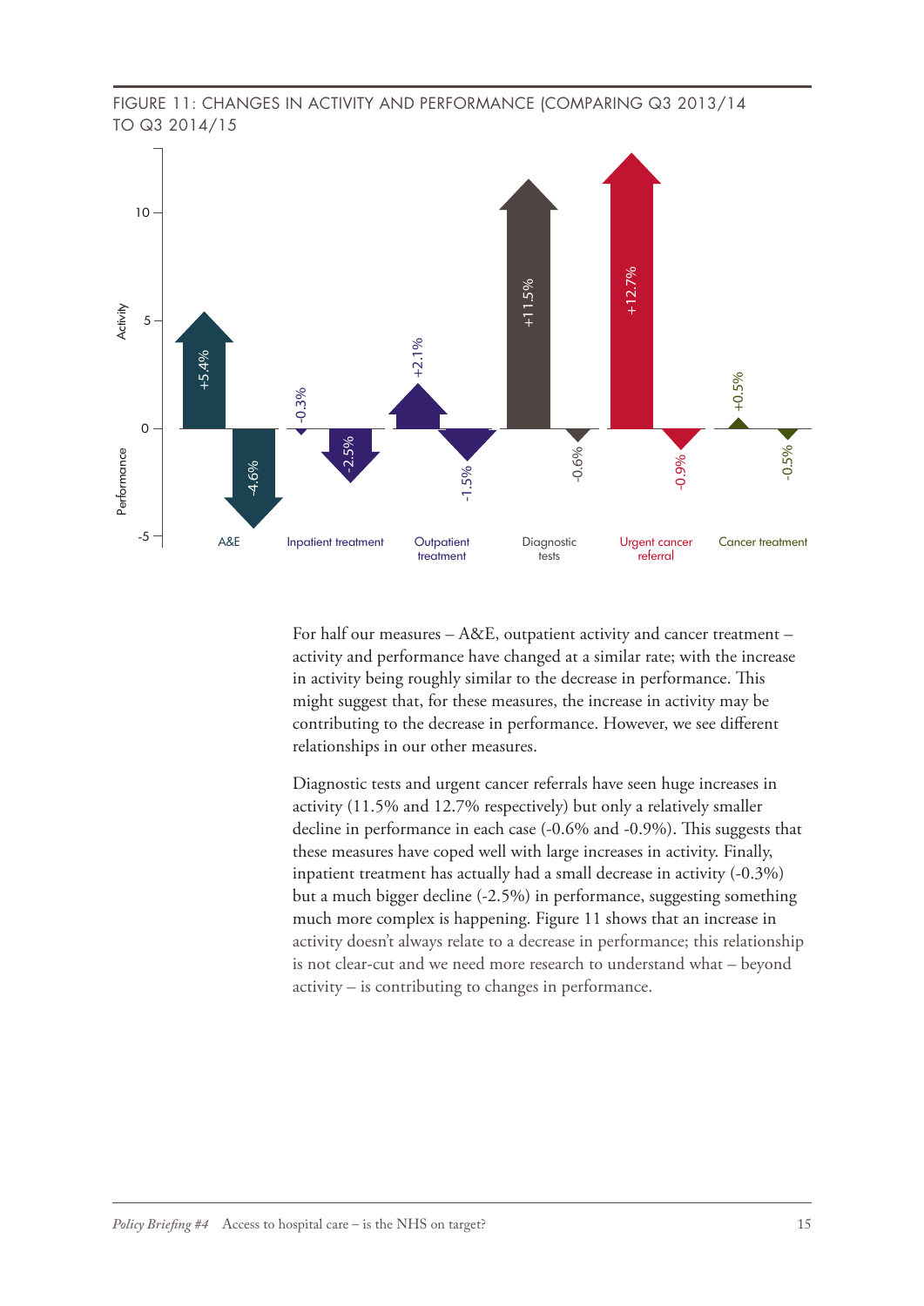FIGURE 11: CHANGES IN ACTIVITY AND PERFORMANCE (COMPARING Q3 2013/14 TO Q3 2014/15

| Measure | Activity | Performance |
| --- | --- | --- |
| A&E | +5.4% | -4.6% |
| Inpatient treatment | -0.3% | -2.5% |
| Outpatient treatment | +2.1% | -1.5% |
| Diagnostic tests | +11.5% | -0.6% |
| Urgent cancer referral | +12.7% | -0.9% |
| Cancer treatment | +0.5% | -0.5% |

For half our measures – A&E, outpatient activity and cancer treatment – activity and performance have changed at a similar rate; with the increase in activity being roughly similar to the decrease in performance. This might suggest that, for these measures, the increase in activity may be contributing to the decrease in performance. However, we see different relationships in our other measures.

Diagnostic tests and urgent cancer referrals have seen huge increases in activity (11.5% and 12.7% respectively) but only a relatively smaller decline in performance in each case (-0.6% and -0.9%). This suggests that these measures have coped well with large increases in activity. Finally, inpatient treatment has actually had a small decrease in activity (-0.3%) but a much bigger decline (-2.5%) in performance, suggesting something much more complex is happening. Figure 11 shows that an increase in activity doesn't always relate to a decrease in performance; this relationship is not clear-cut and we need more research to understand what – beyond activity – is contributing to changes in performance.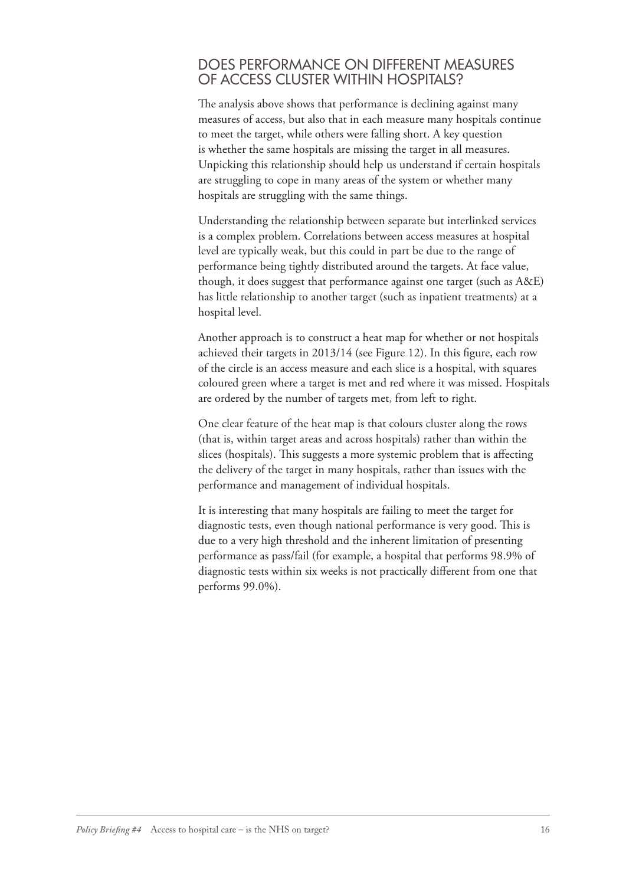## DOES PERFORMANCE ON DIFFERENT MEASURES OF ACCESS CLUSTER WITHIN HOSPITALS?

The analysis above shows that performance is declining against many measures of access, but also that in each measure many hospitals continue to meet the target, while others were falling short. A key question is whether the same hospitals are missing the target in all measures. Unpicking this relationship should help us understand if certain hospitals are struggling to cope in many areas of the system or whether many hospitals are struggling with the same things.

Understanding the relationship between separate but interlinked services is a complex problem. Correlations between access measures at hospital level are typically weak, but this could in part be due to the range of performance being tightly distributed around the targets. At face value, though, it does suggest that performance against one target (such as A&E) has little relationship to another target (such as inpatient treatments) at a hospital level.

Another approach is to construct a heat map for whether or not hospitals achieved their targets in 2013/14 (see Figure 12). In this figure, each row of the circle is an access measure and each slice is a hospital, with squares coloured green where a target is met and red where it was missed. Hospitals are ordered by the number of targets met, from left to right.

One clear feature of the heat map is that colours cluster along the rows (that is, within target areas and across hospitals) rather than within the slices (hospitals). This suggests a more systemic problem that is affecting the delivery of the target in many hospitals, rather than issues with the performance and management of individual hospitals.

It is interesting that many hospitals are failing to meet the target for diagnostic tests, even though national performance is very good. This is due to a very high threshold and the inherent limitation of presenting performance as pass/fail (for example, a hospital that performs 98.9% of diagnostic tests within six weeks is not practically different from one that performs 99.0%).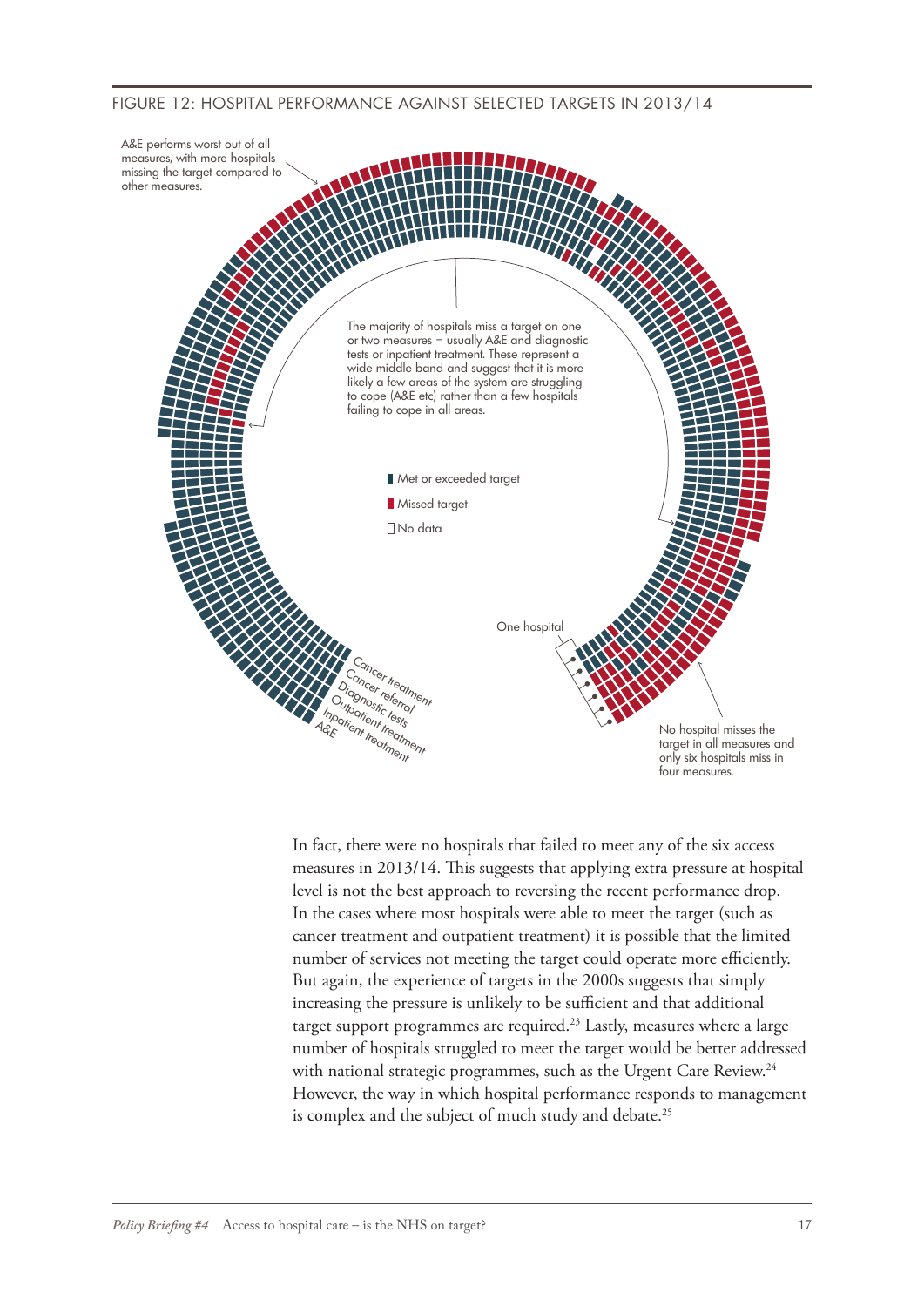FIGURE 12: HOSPITAL PERFORMANCE AGAINST SELECTED TARGETS IN 2013/14

A&E performs worst out of all measures, with more hospitals missing the target compared to other measures.

The majority of hospitals miss a target on one or two measures – usually A&E and diagnostic tests or inpatient treatment. These represent a wide middle band and suggest that it is more likely a few areas of the system are struggling to cope (A&E etc) rather than a few hospitals failing to cope in all areas.

Met or exceeded target

Missed target

No data

One hospital

Cancer treatment
Cancer referral
Diagnostic tests
Outpatient treatment
Inpatient treatment
A&E

No hospital misses the target in all measures and only six hospitals miss in four measures.

In fact, there were no hospitals that failed to meet any of the six access measures in 2013/14. This suggests that applying extra pressure at hospital level is not the best approach to reversing the recent performance drop. In the cases where most hospitals were able to meet the target (such as cancer treatment and outpatient treatment) it is possible that the limited number of services not meeting the target could operate more efficiently. But again, the experience of targets in the 2000s suggests that simply increasing the pressure is unlikely to be sufficient and that additional target support programmes are required.[23] Lastly, measures where a large number of hospitals struggled to meet the target would be better addressed with national strategic programmes, such as the Urgent Care Review.[24] However, the way in which hospital performance responds to management is complex and the subject of much study and debate.[25]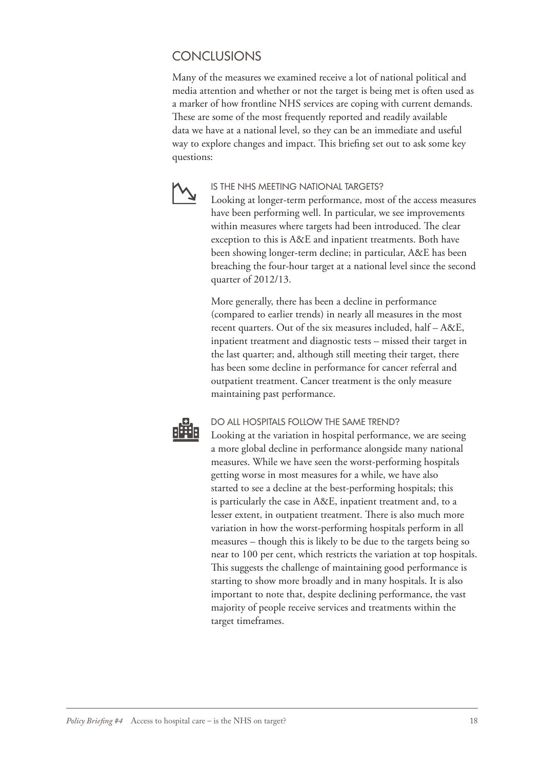## CONCLUSIONS

Many of the measures we examined receive a lot of national political and media attention and whether or not the target is being met is often used as a marker of how frontline NHS services are coping with current demands. These are some of the most frequently reported and readily available data we have at a national level, so they can be an immediate and useful way to explore changes and impact. This briefing set out to ask some key questions:

### IS THE NHS MEETING NATIONAL TARGETS?

Looking at longer-term performance, most of the access measures have been performing well. In particular, we see improvements within measures where targets had been introduced. The clear exception to this is A&E and inpatient treatments. Both have been showing longer-term decline; in particular, A&E has been breaching the four-hour target at a national level since the second quarter of 2012/13.

More generally, there has been a decline in performance (compared to earlier trends) in nearly all measures in the most recent quarters. Out of the six measures included, half – A&E, inpatient treatment and diagnostic tests – missed their target in the last quarter; and, although still meeting their target, there has been some decline in performance for cancer referral and outpatient treatment. Cancer treatment is the only measure maintaining past performance.

### DO ALL HOSPITALS FOLLOW THE SAME TREND?

Looking at the variation in hospital performance, we are seeing a more global decline in performance alongside many national measures. While we have seen the worst-performing hospitals getting worse in most measures for a while, we have also started to see a decline at the best-performing hospitals; this is particularly the case in A&E, inpatient treatment and, to a lesser extent, in outpatient treatment. There is also much more variation in how the worst-performing hospitals perform in all measures – though this is likely to be due to the targets being so near to 100 per cent, which restricts the variation at top hospitals. This suggests the challenge of maintaining good performance is starting to show more broadly and in many hospitals. It is also important to note that, despite declining performance, the vast majority of people receive services and treatments within the target timeframes.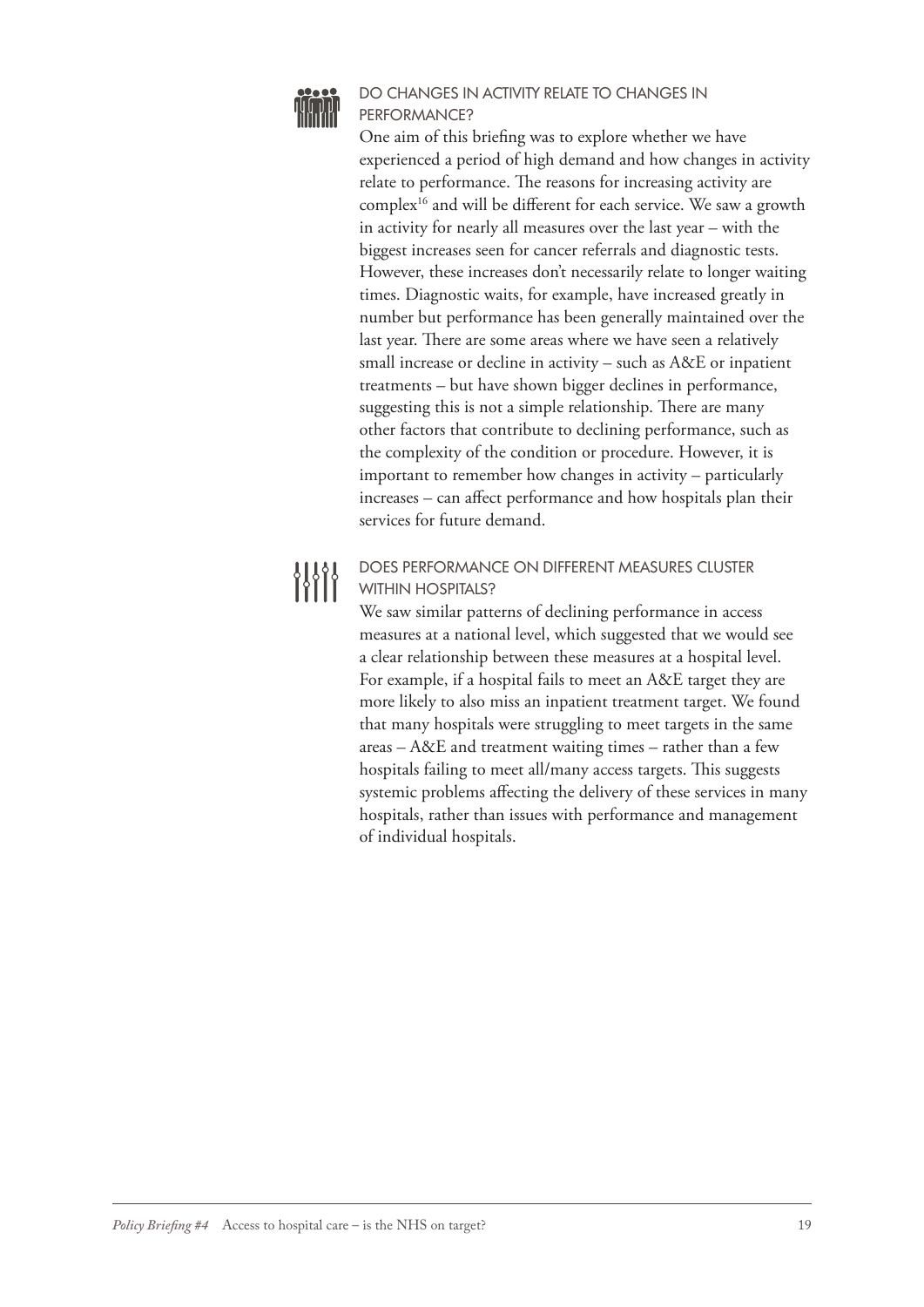### DO CHANGES IN ACTIVITY RELATE TO CHANGES IN PERFORMANCE?

One aim of this briefing was to explore whether we have experienced a period of high demand and how changes in activity relate to performance. The reasons for increasing activity are complex[16] and will be different for each service. We saw a growth in activity for nearly all measures over the last year – with the biggest increases seen for cancer referrals and diagnostic tests. However, these increases don't necessarily relate to longer waiting times. Diagnostic waits, for example, have increased greatly in number but performance has been generally maintained over the last year. There are some areas where we have seen a relatively small increase or decline in activity – such as A&E or inpatient treatments – but have shown bigger declines in performance, suggesting this is not a simple relationship. There are many other factors that contribute to declining performance, such as the complexity of the condition or procedure. However, it is important to remember how changes in activity – particularly increases – can affect performance and how hospitals plan their services for future demand.

### DOES PERFORMANCE ON DIFFERENT MEASURES CLUSTER WITHIN HOSPITALS?

We saw similar patterns of declining performance in access measures at a national level, which suggested that we would see a clear relationship between these measures at a hospital level. For example, if a hospital fails to meet an A&E target they are more likely to also miss an inpatient treatment target. We found that many hospitals were struggling to meet targets in the same areas – A&E and treatment waiting times – rather than a few hospitals failing to meet all/many access targets. This suggests systemic problems affecting the delivery of these services in many hospitals, rather than issues with performance and management of individual hospitals.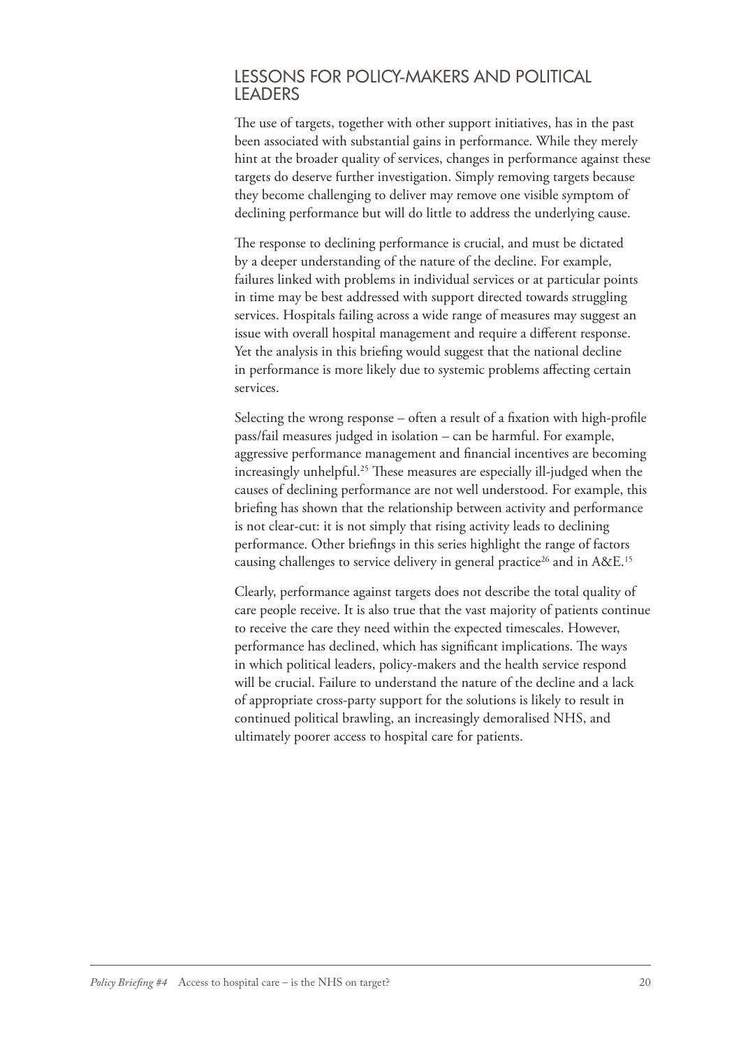## LESSONS FOR POLICY-MAKERS AND POLITICAL LEADERS

The use of targets, together with other support initiatives, has in the past been associated with substantial gains in performance. While they merely hint at the broader quality of services, changes in performance against these targets do deserve further investigation. Simply removing targets because they become challenging to deliver may remove one visible symptom of declining performance but will do little to address the underlying cause.

The response to declining performance is crucial, and must be dictated by a deeper understanding of the nature of the decline. For example, failures linked with problems in individual services or at particular points in time may be best addressed with support directed towards struggling services. Hospitals failing across a wide range of measures may suggest an issue with overall hospital management and require a different response. Yet the analysis in this briefing would suggest that the national decline in performance is more likely due to systemic problems affecting certain services.

Selecting the wrong response – often a result of a fixation with high-profile pass/fail measures judged in isolation – can be harmful. For example, aggressive performance management and financial incentives are becoming increasingly unhelpful.[25] These measures are especially ill-judged when the causes of declining performance are not well understood. For example, this briefing has shown that the relationship between activity and performance is not clear-cut: it is not simply that rising activity leads to declining performance. Other briefings in this series highlight the range of factors causing challenges to service delivery in general practice[26] and in A&E.[15]

Clearly, performance against targets does not describe the total quality of care people receive. It is also true that the vast majority of patients continue to receive the care they need within the expected timescales. However, performance has declined, which has significant implications. The ways in which political leaders, policy-makers and the health service respond will be crucial. Failure to understand the nature of the decline and a lack of appropriate cross-party support for the solutions is likely to result in continued political brawling, an increasingly demoralised NHS, and ultimately poorer access to hospital care for patients.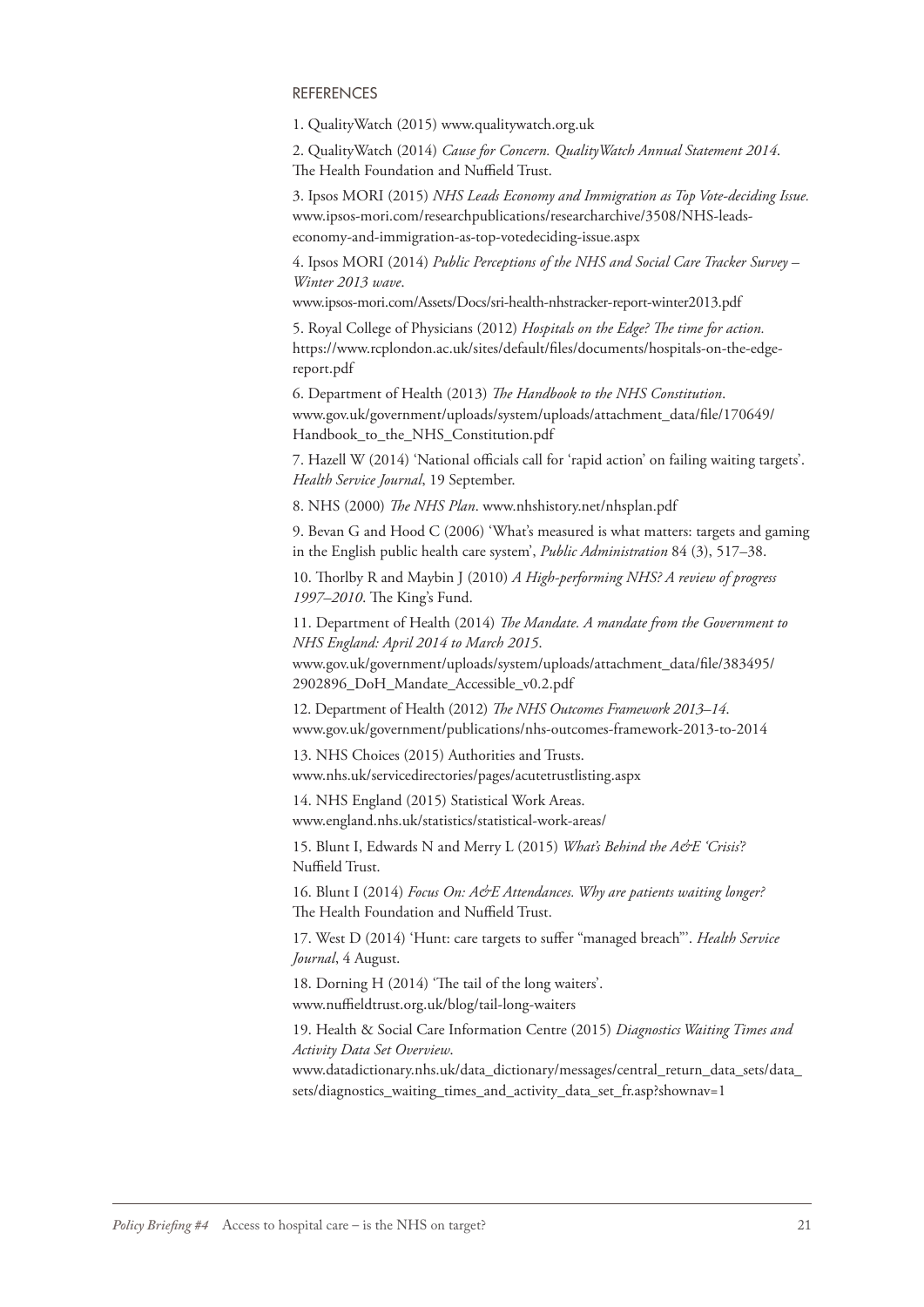## REFERENCES

1. QualityWatch (2015) www.qualitywatch.org.uk

2. QualityWatch (2014) *Cause for Concern. QualityWatch Annual Statement 2014*. The Health Foundation and Nuffield Trust.

3. Ipsos MORI (2015) *NHS Leads Economy and Immigration as Top Vote-deciding Issue.* www.ipsos-mori.com/researchpublications/researcharchive/3508/NHS-leads-economy-and-immigration-as-top-votedeciding-issue.aspx

4. Ipsos MORI (2014) *Public Perceptions of the NHS and Social Care Tracker Survey – Winter 2013 wave*. www.ipsos-mori.com/Assets/Docs/sri-health-nhstracker-report-winter2013.pdf

5. Royal College of Physicians (2012) *Hospitals on the Edge? The time for action.* https://www.rcplondon.ac.uk/sites/default/files/documents/hospitals-on-the-edge-report.pdf

6. Department of Health (2013) *The Handbook to the NHS Constitution*. www.gov.uk/government/uploads/system/uploads/attachment_data/file/170649/Handbook_to_the_NHS_Constitution.pdf

7. Hazell W (2014) 'National officials call for 'rapid action' on failing waiting targets'. *Health Service Journal*, 19 September.

8. NHS (2000) *The NHS Plan*. www.nhshistory.net/nhsplan.pdf

9. Bevan G and Hood C (2006) 'What's measured is what matters: targets and gaming in the English public health care system', *Public Administration* 84 (3), 517–38.

10. Thorlby R and Maybin J (2010) *A High-performing NHS? A review of progress 1997–2010*. The King's Fund.

11. Department of Health (2014) *The Mandate. A mandate from the Government to NHS England: April 2014 to March 2015*. www.gov.uk/government/uploads/system/uploads/attachment_data/file/383495/2902896_DoH_Mandate_Accessible_v0.2.pdf

12. Department of Health (2012) *The NHS Outcomes Framework 2013–14*. www.gov.uk/government/publications/nhs-outcomes-framework-2013-to-2014

13. NHS Choices (2015) Authorities and Trusts. www.nhs.uk/servicedirectories/pages/acutetrustlisting.aspx

14. NHS England (2015) Statistical Work Areas. www.england.nhs.uk/statistics/statistical-work-areas/

15. Blunt I, Edwards N and Merry L (2015) *What's Behind the A&E 'Crisis'?* Nuffield Trust.

16. Blunt I (2014) *Focus On: A&E Attendances. Why are patients waiting longer?* The Health Foundation and Nuffield Trust.

17. West D (2014) 'Hunt: care targets to suffer "managed breach"'. *Health Service Journal*, 4 August.

18. Dorning H (2014) 'The tail of the long waiters'. www.nuffieldtrust.org.uk/blog/tail-long-waiters

19. Health & Social Care Information Centre (2015) *Diagnostics Waiting Times and Activity Data Set Overview*. www.datadictionary.nhs.uk/data_dictionary/messages/central_return_data_sets/data_sets/diagnostics_waiting_times_and_activity_data_set_fr.asp?shownav=1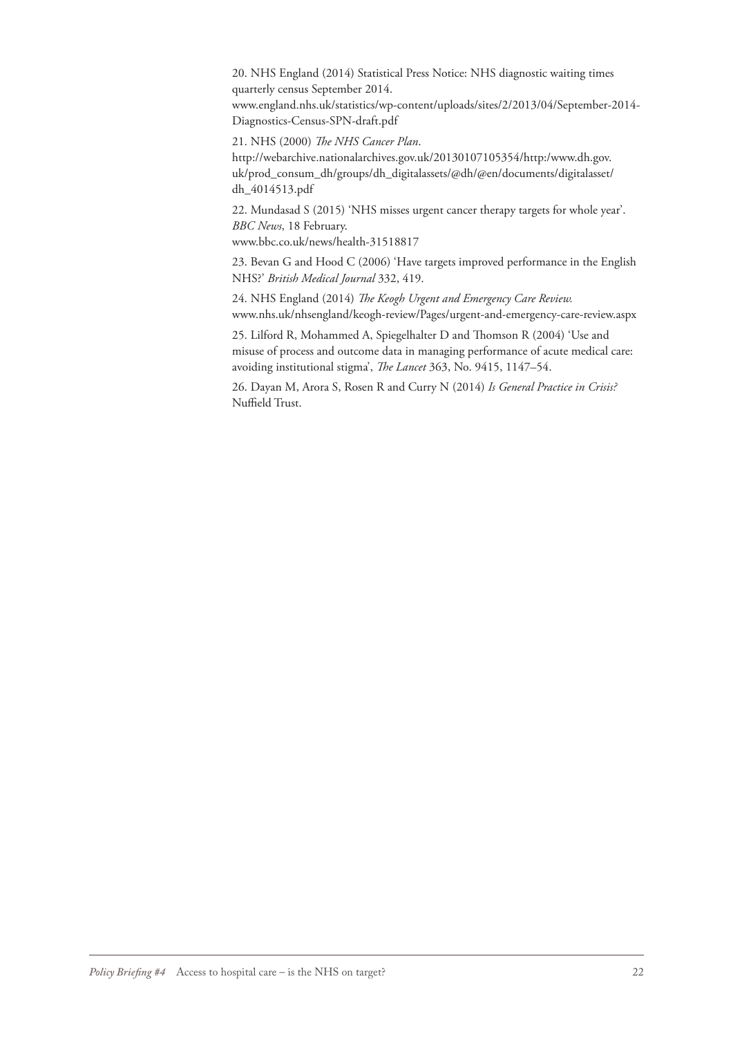20. NHS England (2014) Statistical Press Notice: NHS diagnostic waiting times quarterly census September 2014.
www.england.nhs.uk/statistics/wp-content/uploads/sites/2/2013/04/September-2014-Diagnostics-Census-SPN-draft.pdf

21. NHS (2000) *The NHS Cancer Plan*.
http://webarchive.nationalarchives.gov.uk/20130107105354/http:/www.dh.gov.uk/prod_consum_dh/groups/dh_digitalassets/@dh/@en/documents/digitalasset/dh_4014513.pdf

22. Mundasad S (2015) 'NHS misses urgent cancer therapy targets for whole year'. *BBC News*, 18 February.
www.bbc.co.uk/news/health-31518817

23. Bevan G and Hood C (2006) 'Have targets improved performance in the English NHS?' *British Medical Journal* 332, 419.

24. NHS England (2014) *The Keogh Urgent and Emergency Care Review.*
www.nhs.uk/nhsengland/keogh-review/Pages/urgent-and-emergency-care-review.aspx

25. Lilford R, Mohammed A, Spiegelhalter D and Thomson R (2004) 'Use and misuse of process and outcome data in managing performance of acute medical care: avoiding institutional stigma', *The Lancet* 363, No. 9415, 1147–54.

26. Dayan M, Arora S, Rosen R and Curry N (2014) *Is General Practice in Crisis?* Nuffield Trust.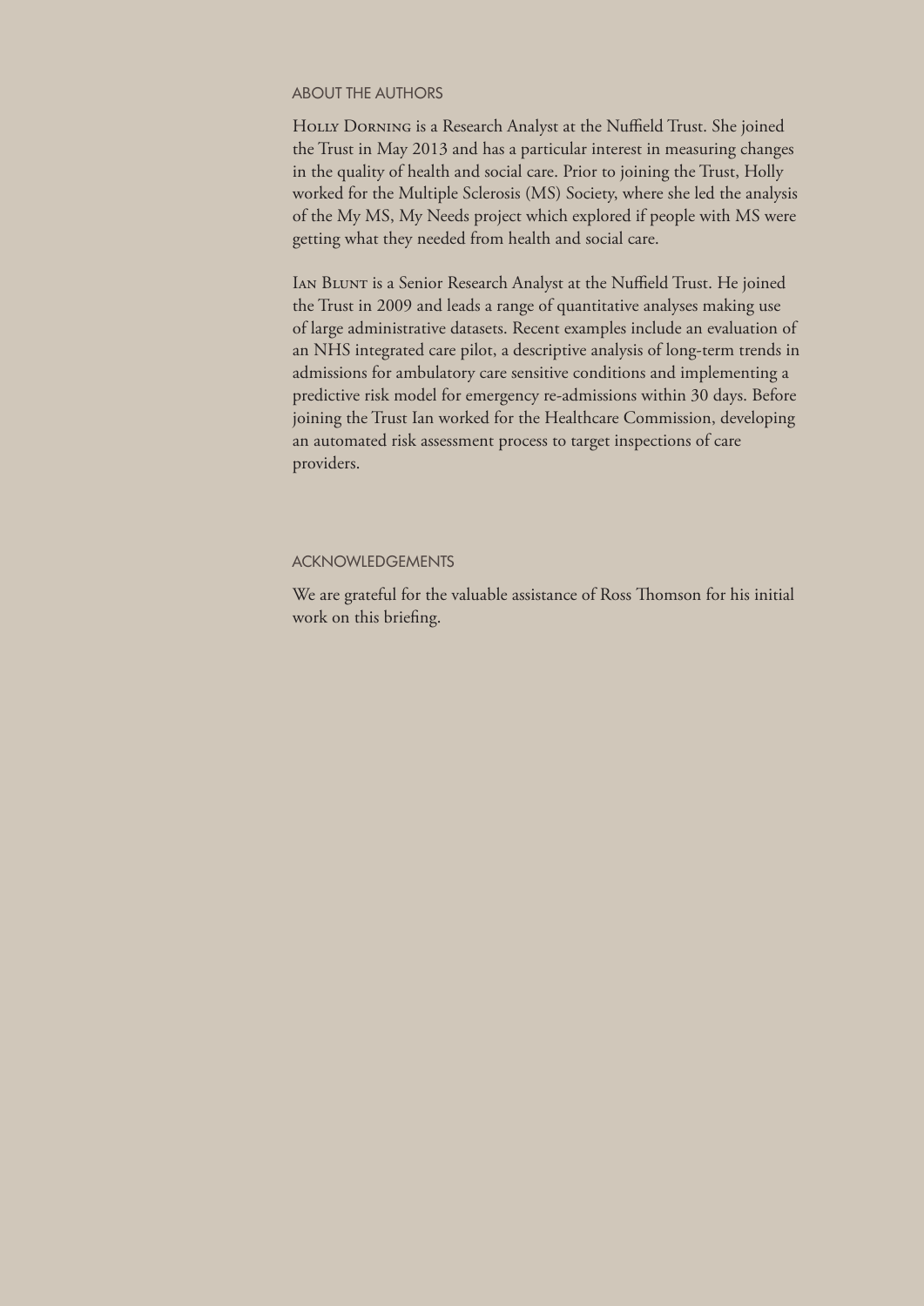## About the authors

Holly Dorning is a Research Analyst at the Nuffield Trust. She joined the Trust in May 2013 and has a particular interest in measuring changes in the quality of health and social care. Prior to joining the Trust, Holly worked for the Multiple Sclerosis (MS) Society, where she led the analysis of the My MS, My Needs project which explored if people with MS were getting what they needed from health and social care.

Ian Blunt is a Senior Research Analyst at the Nuffield Trust. He joined the Trust in 2009 and leads a range of quantitative analyses making use of large administrative datasets. Recent examples include an evaluation of an NHS integrated care pilot, a descriptive analysis of long-term trends in admissions for ambulatory care sensitive conditions and implementing a predictive risk model for emergency re-admissions within 30 days. Before joining the Trust Ian worked for the Healthcare Commission, developing an automated risk assessment process to target inspections of care providers.

## Acknowledgements

We are grateful for the valuable assistance of Ross Thomson for his initial work on this briefing.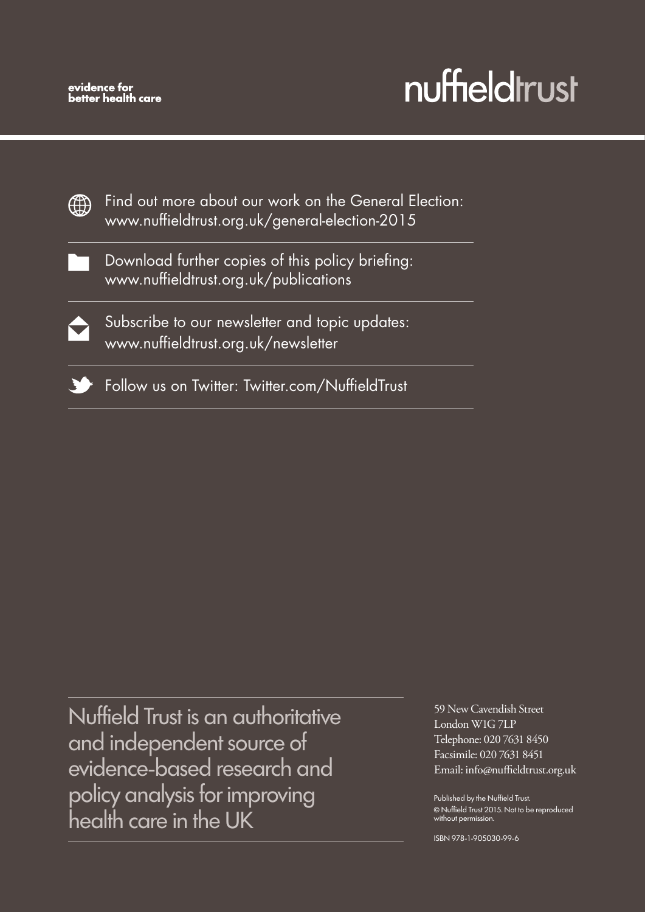evidence for
better health care

nuffieldtrust

Find out more about our work on the General Election:
www.nuffieldtrust.org.uk/general-election-2015

Download further copies of this policy briefing:
www.nuffieldtrust.org.uk/publications

Subscribe to our newsletter and topic updates:
www.nuffieldtrust.org.uk/newsletter

Follow us on Twitter: Twitter.com/NuffieldTrust

Nuffield Trust is an authoritative and independent source of evidence-based research and policy analysis for improving health care in the UK

59 New Cavendish Street
London W1G 7LP
Telephone: 020 7631 8450
Facsimile: 020 7631 8451
Email: info@nuffieldtrust.org.uk

Published by the Nuffield Trust.
© Nuffield Trust 2015. Not to be reproduced without permission.

ISBN 978-1-905030-99-6